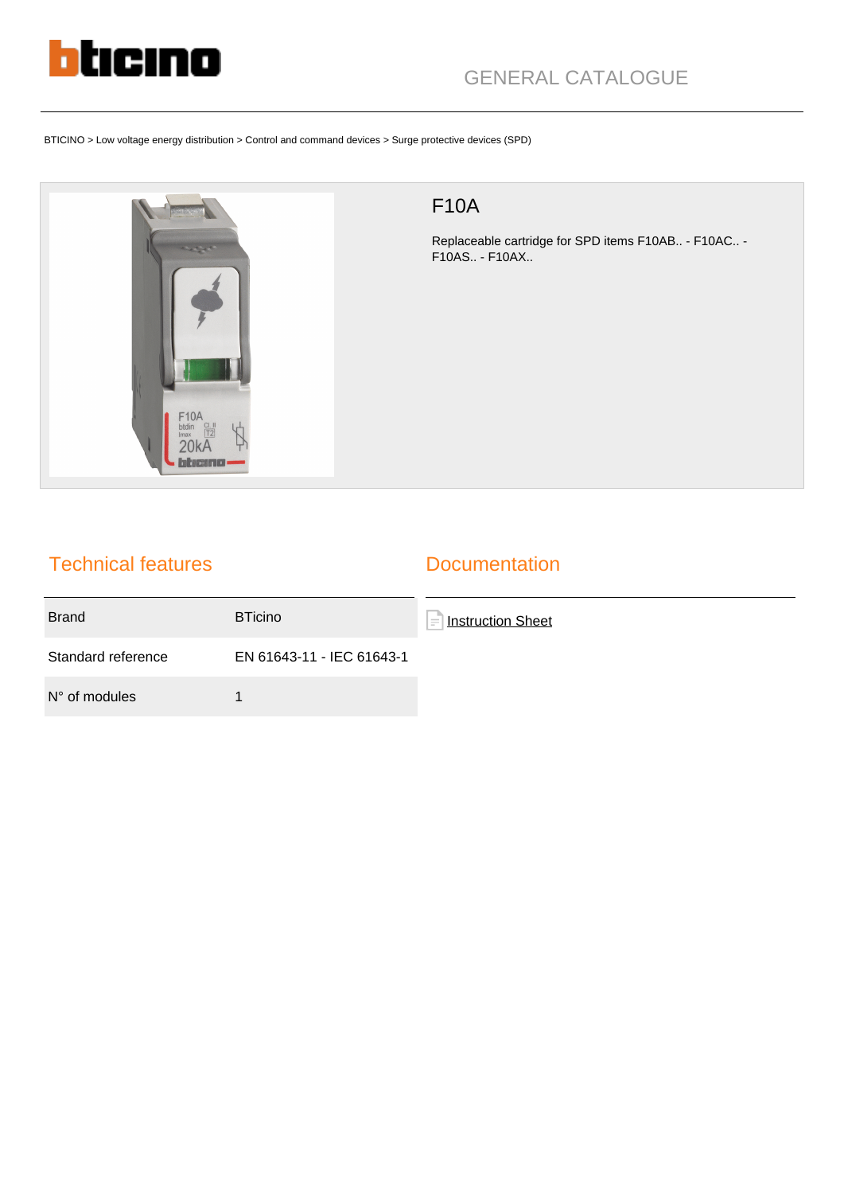GENERAL CATALOGUE

BTICINO > Low voltage energy distribution > Control and command devices > Surge protective devices (SPD)

# F10A

Replaceable cartridge for SPD items F10AB.. - F10AC.. - F10AS.. - F10AX..

## Technical features

| Brand | BTicino |
|---|---|
| Standard reference | EN 61643-11 - IEC 61643-1 |
| N° of modules | 1 |

## Documentation

Instruction Sheet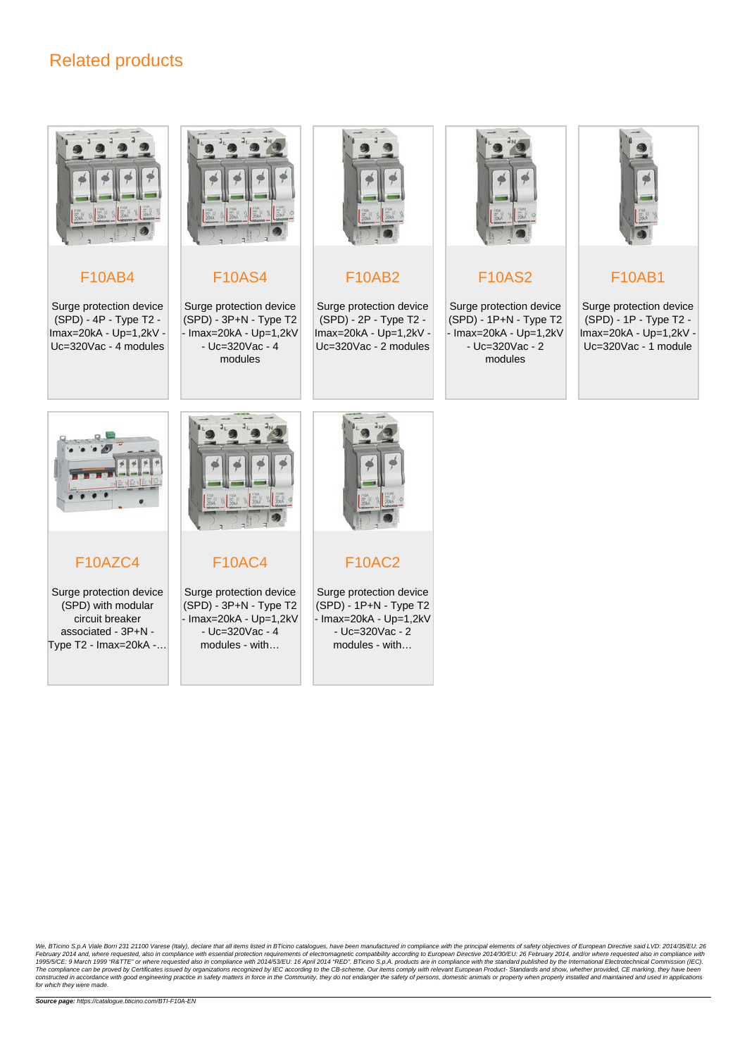## Related products

### F10AB4

Surge protection device (SPD) - 4P - Type T2 - Imax=20kA - Up=1,2kV - Uc=320Vac - 4 modules

### F10AS4

Surge protection device (SPD) - 3P+N - Type T2 - Imax=20kA - Up=1,2kV - Uc=320Vac - 4 modules

### F10AB2

Surge protection device (SPD) - 2P - Type T2 - Imax=20kA - Up=1,2kV - Uc=320Vac - 2 modules

### F10AS2

Surge protection device (SPD) - 1P+N - Type T2 - Imax=20kA - Up=1,2kV - Uc=320Vac - 2 modules

### F10AB1

Surge protection device (SPD) - 1P - Type T2 - Imax=20kA - Up=1,2kV - Uc=320Vac - 1 module

### F10AZC4

Surge protection device (SPD) with modular circuit breaker associated - 3P+N - Type T2 - Imax=20kA -…

### F10AC4

Surge protection device (SPD) - 3P+N - Type T2 - Imax=20kA - Up=1,2kV - Uc=320Vac - 4 modules - with…

### F10AC2

Surge protection device (SPD) - 1P+N - Type T2 - Imax=20kA - Up=1,2kV - Uc=320Vac - 2 modules - with…

*We, BTicino S.p.A Viale Borri 231 21100 Varese (Italy), declare that all items listed in BTicino catalogues, have been manufactured in compliance with the principal elements of safety objectives of European Directive said LVD: 2014/35/EU: 26 February 2014 and, where requested, also in compliance with essential protection requirements of electromagnetic compatibility according to European Directive 2014/30/EU: 26 February 2014, and/or where requested also in compliance with 1995/5/CE: 9 March 1999 "R&TTE" or where requested also in compliance with 2014/53/EU: 16 April 2014 "RED". BTicino S.p.A. products are in compliance with the standard published by the International Electrotechnical Commission (IEC). The compliance can be proved by Certificates issued by organizations recognized by IEC according to the CB-scheme. Our items comply with relevant European Product- Standards and show, whether provided, CE marking, they have been constructed in accordance with good engineering practice in safety matters in force in the Community, they do not endanger the safety of persons, domestic animals or property when properly installed and maintained and used in applications for which they were made.*

**Source page:** https://catalogue.bticino.com/BTI-F10A-EN